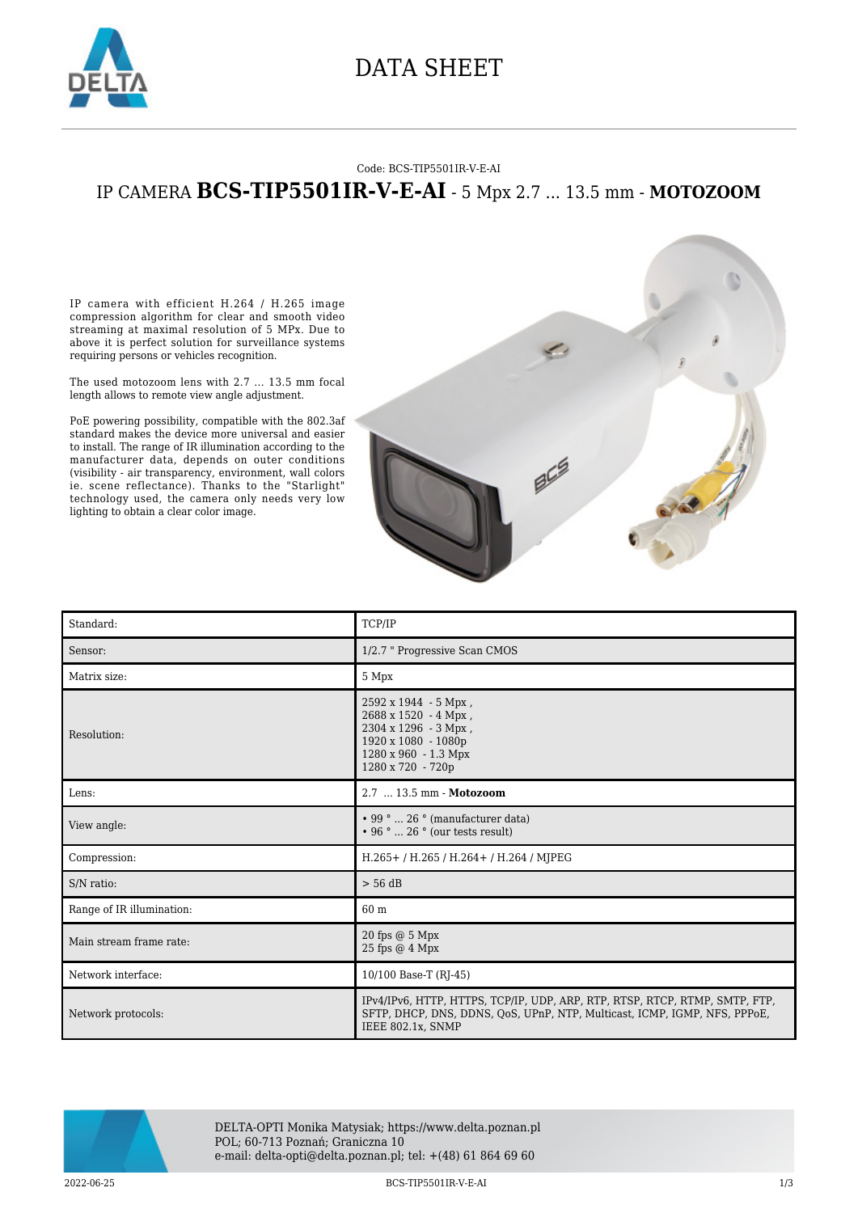# DATA SHEET

Code: BCS-TIP5501IR-V-E-AI

## IP CAMERA **BCS-TIP5501IR-V-E-AI** - 5 Mpx 2.7 ... 13.5 mm - **MOTOZOOM**

IP camera with efficient H.264 / H.265 image compression algorithm for clear and smooth video streaming at maximal resolution of 5 MPx. Due to above it is perfect solution for surveillance systems requiring persons or vehicles recognition.

The used motozoom lens with 2.7 ... 13.5 mm focal length allows to remote view angle adjustment.

PoE powering possibility, compatible with the 802.3af standard makes the device more universal and easier to install. The range of IR illumination according to the manufacturer data, depends on outer conditions (visibility - air transparency, environment, wall colors ie. scene reflectance). Thanks to the "Starlight" technology used, the camera only needs very low lighting to obtain a clear color image.

| | |
|---|---|
| Standard: | TCP/IP |
| Sensor: | 1/2.7 " Progressive Scan CMOS |
| Matrix size: | 5 Mpx |
| Resolution: | 2592 x 1944 - 5 Mpx ,<br>2688 x 1520 - 4 Mpx ,<br>2304 x 1296 - 3 Mpx ,<br>1920 x 1080 - 1080p<br>1280 x 960 - 1.3 Mpx<br>1280 x 720 - 720p |
| Lens: | 2.7 ... 13.5 mm - **Motozoom** |
| View angle: | • 99 ° ... 26 ° (manufacturer data)<br>• 96 ° ... 26 ° (our tests result) |
| Compression: | H.265+ / H.265 / H.264+ / H.264 / MJPEG |
| S/N ratio: | > 56 dB |
| Range of IR illumination: | 60 m |
| Main stream frame rate: | 20 fps @ 5 Mpx<br>25 fps @ 4 Mpx |
| Network interface: | 10/100 Base-T (RJ-45) |
| Network protocols: | IPv4/IPv6, HTTP, HTTPS, TCP/IP, UDP, ARP, RTP, RTSP, RTCP, RTMP, SMTP, FTP, SFTP, DHCP, DNS, DDNS, QoS, UPnP, NTP, Multicast, ICMP, IGMP, NFS, PPPoE, IEEE 802.1x, SNMP |

DELTA-OPTI Monika Matysiak; https://www.delta.poznan.pl
POL; 60-713 Poznań; Graniczna 10
e-mail: delta-opti@delta.poznan.pl; tel: +(48) 61 864 69 60

2022-06-25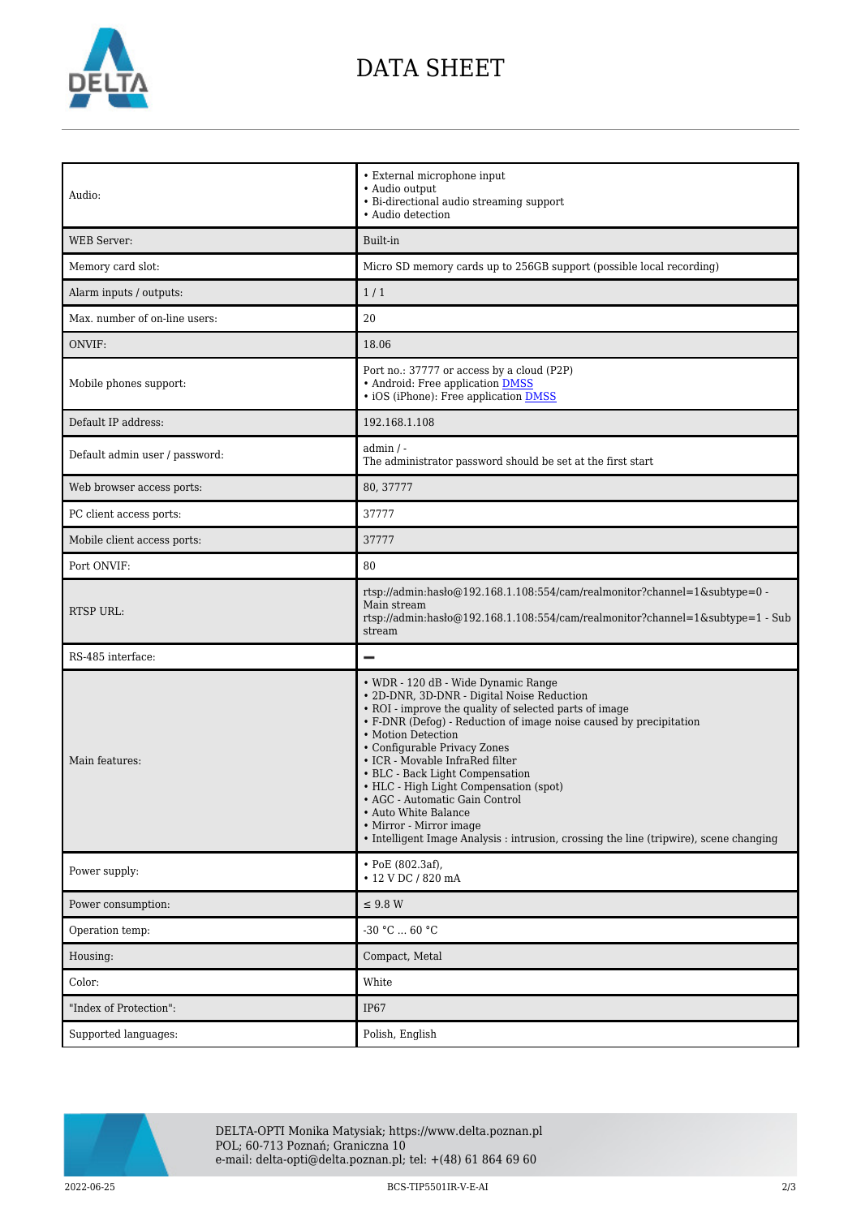# DATA SHEET

| | |
|---|---|
| Audio: | • External microphone input<br>• Audio output<br>• Bi-directional audio streaming support<br>• Audio detection |
| WEB Server: | Built-in |
| Memory card slot: | Micro SD memory cards up to 256GB support (possible local recording) |
| Alarm inputs / outputs: | 1 / 1 |
| Max. number of on-line users: | 20 |
| ONVIF: | 18.06 |
| Mobile phones support: | Port no.: 37777 or access by a cloud (P2P)<br>• Android: Free application DMSS<br>• iOS (iPhone): Free application DMSS |
| Default IP address: | 192.168.1.108 |
| Default admin user / password: | admin / -<br>The administrator password should be set at the first start |
| Web browser access ports: | 80, 37777 |
| PC client access ports: | 37777 |
| Mobile client access ports: | 37777 |
| Port ONVIF: | 80 |
| RTSP URL: | rtsp://admin:hasło@192.168.1.108:554/cam/realmonitor?channel=1&subtype=0 - Main stream<br>rtsp://admin:hasło@192.168.1.108:554/cam/realmonitor?channel=1&subtype=1 - Sub stream |
| RS-485 interface: | – |
| Main features: | • WDR - 120 dB - Wide Dynamic Range<br>• 2D-DNR, 3D-DNR - Digital Noise Reduction<br>• ROI - improve the quality of selected parts of image<br>• F-DNR (Defog) - Reduction of image noise caused by precipitation<br>• Motion Detection<br>• Configurable Privacy Zones<br>• ICR - Movable InfraRed filter<br>• BLC - Back Light Compensation<br>• HLC - High Light Compensation (spot)<br>• AGC - Automatic Gain Control<br>• Auto White Balance<br>• Mirror - Mirror image<br>• Intelligent Image Analysis : intrusion, crossing the line (tripwire), scene changing |
| Power supply: | • PoE (802.3af),<br>• 12 V DC / 820 mA |
| Power consumption: | ≤ 9.8 W |
| Operation temp: | -30 °C ... 60 °C |
| Housing: | Compact, Metal |
| Color: | White |
| "Index of Protection": | IP67 |
| Supported languages: | Polish, English |

DELTA-OPTI Monika Matysiak; https://www.delta.poznan.pl
POL; 60-713 Poznań; Graniczna 10
e-mail: delta-opti@delta.poznan.pl; tel: +(48) 61 864 69 60

2022-06-25 BCS-TIP5501IR-V-E-AI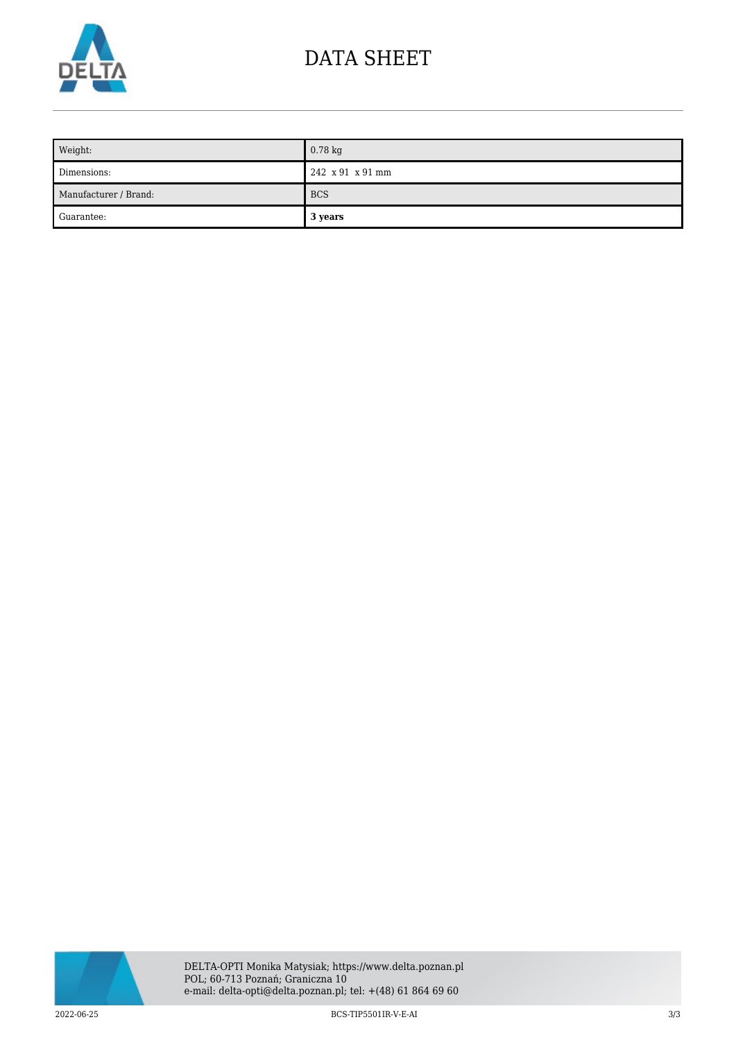# DATA SHEET

| | |
|---|---|
| Weight: | 0.78 kg |
| Dimensions: | 242 x 91 x 91 mm |
| Manufacturer / Brand: | BCS |
| Guarantee: | **3 years** |

DELTA-OPTI Monika Matysiak; https://www.delta.poznan.pl
POL; 60-713 Poznań; Graniczna 10
e-mail: delta-opti@delta.poznan.pl; tel: +(48) 61 864 69 60